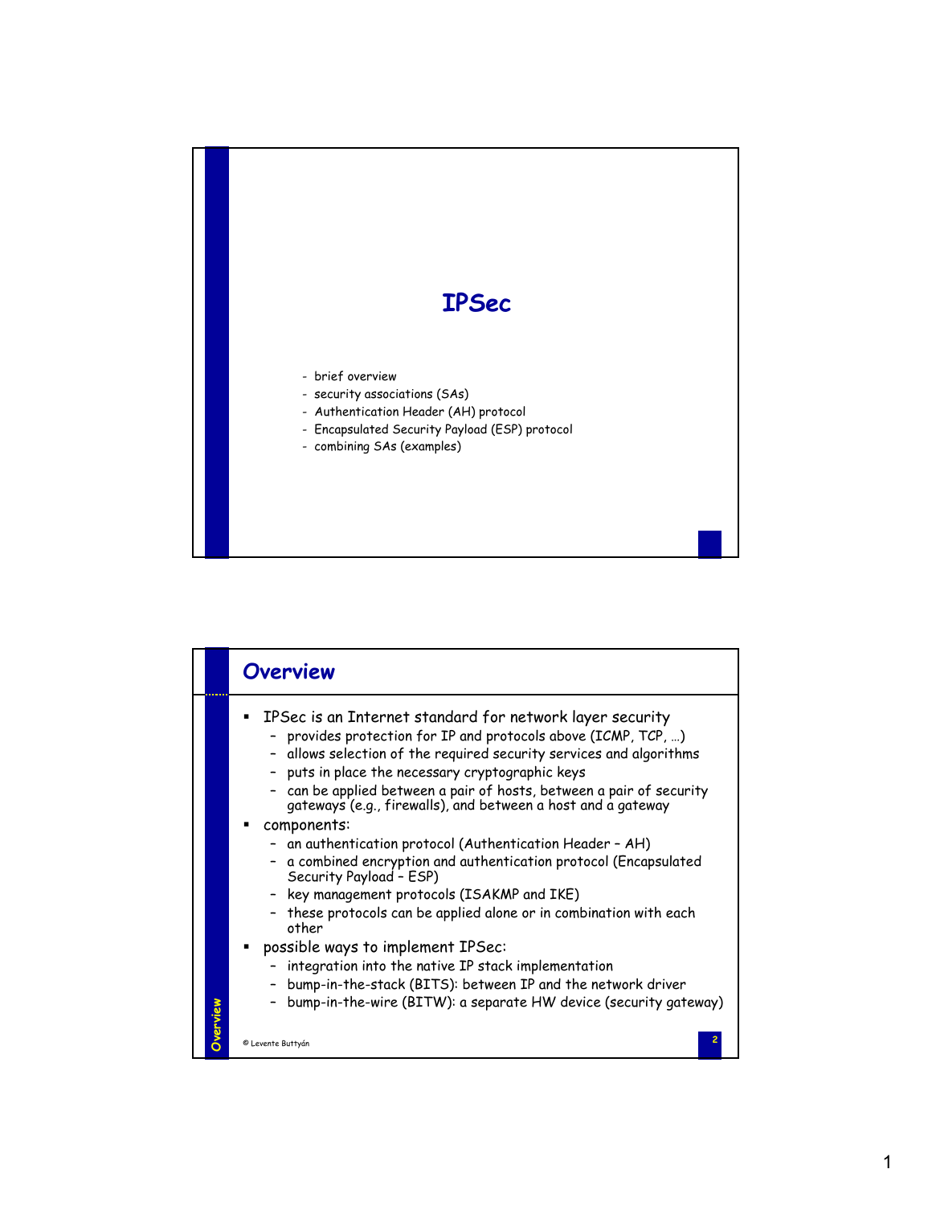# IPSec

- brief overview
- security associations (SAs)
- Authentication Header (AH) protocol
- Encapsulated Security Payload (ESP) protocol
- combining SAs (examples)

## Overview

- IPSec is an Internet standard for network layer security
  - provides protection for IP and protocols above (ICMP, TCP, …)
  - allows selection of the required security services and algorithms
  - puts in place the necessary cryptographic keys
  - can be applied between a pair of hosts, between a pair of security gateways (e.g., firewalls), and between a host and a gateway
- components:
  - an authentication protocol (Authentication Header – AH)
  - a combined encryption and authentication protocol (Encapsulated Security Payload – ESP)
  - key management protocols (ISAKMP and IKE)
  - these protocols can be applied alone or in combination with each other
- possible ways to implement IPSec:
  - integration into the native IP stack implementation
  - bump-in-the-stack (BITS): between IP and the network driver
  - bump-in-the-wire (BITW): a separate HW device (security gateway)

© Levente Buttyán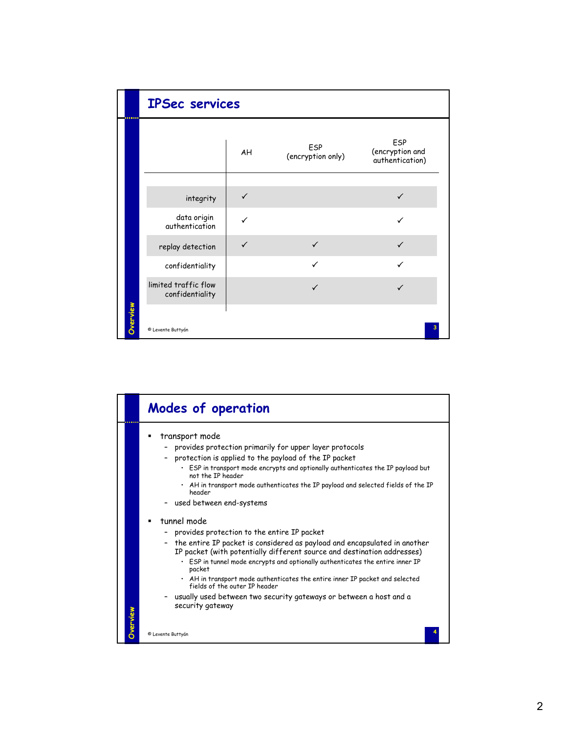## IPSec services

| | AH | ESP (encryption only) | ESP (encryption and authentication) |
|---|---|---|---|
| integrity | ✓ | | ✓ |
| data origin authentication | ✓ | | ✓ |
| replay detection | ✓ | ✓ | ✓ |
| confidentiality | | ✓ | ✓ |
| limited traffic flow confidentiality | | ✓ | ✓ |

© Levente Buttyán

## Modes of operation

- transport mode
  - provides protection primarily for upper layer protocols
  - protection is applied to the payload of the IP packet
    - ESP in transport mode encrypts and optionally authenticates the IP payload but not the IP header
    - AH in transport mode authenticates the IP payload and selected fields of the IP header
  - used between end-systems
- tunnel mode
  - provides protection to the entire IP packet
  - the entire IP packet is considered as payload and encapsulated in another IP packet (with potentially different source and destination addresses)
    - ESP in tunnel mode encrypts and optionally authenticates the entire inner IP packet
    - AH in transport mode authenticates the entire inner IP packet and selected fields of the outer IP header
  - usually used between two security gateways or between a host and a security gateway

© Levente Buttyán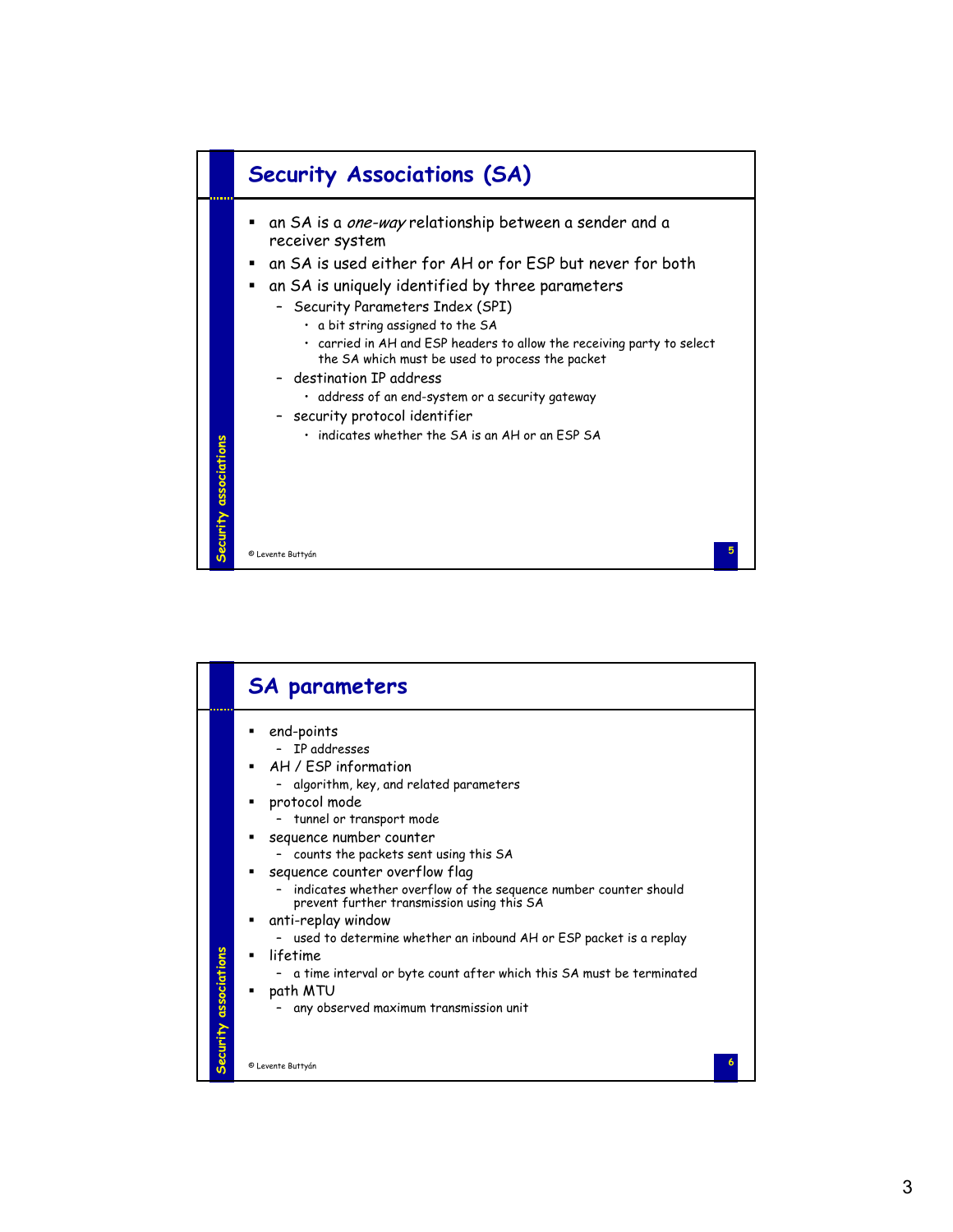## Security Associations (SA)

- an SA is a *one-way* relationship between a sender and a receiver system
- an SA is used either for AH or for ESP but never for both
- an SA is uniquely identified by three parameters
  - Security Parameters Index (SPI)
    - a bit string assigned to the SA
    - carried in AH and ESP headers to allow the receiving party to select the SA which must be used to process the packet
  - destination IP address
    - address of an end-system or a security gateway
  - security protocol identifier
    - indicates whether the SA is an AH or an ESP SA

## SA parameters

- end-points
  - IP addresses
- AH / ESP information
  - algorithm, key, and related parameters
- protocol mode
  - tunnel or transport mode
- sequence number counter
  - counts the packets sent using this SA
- sequence counter overflow flag
  - indicates whether overflow of the sequence number counter should prevent further transmission using this SA
- anti-replay window
  - used to determine whether an inbound AH or ESP packet is a replay
- lifetime
  - a time interval or byte count after which this SA must be terminated
- path MTU
  - any observed maximum transmission unit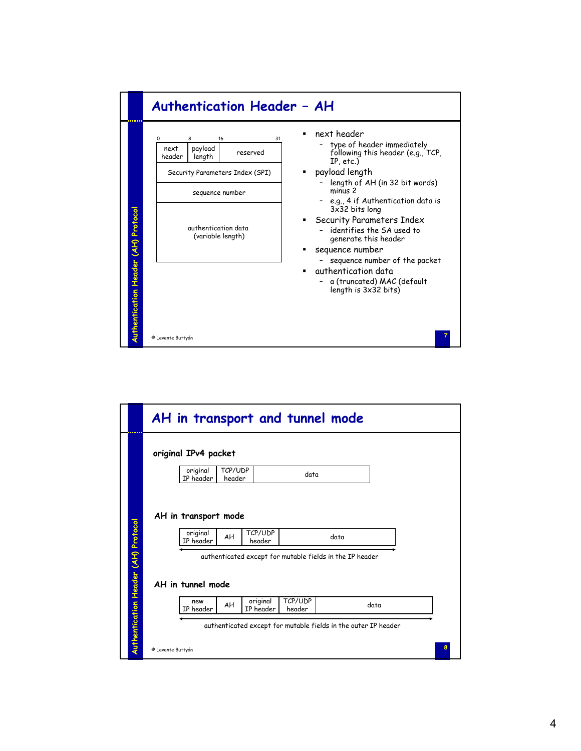# Authentication Header – AH

| 0 | 8 | 16 | 31 |
|---|---|---|---|
| next header | payload length | reserved | |
| Security Parameters Index (SPI) | | | |
| sequence number | | | |
| authentication data (variable length) | | | |

- next header
  - type of header immediately following this header (e.g., TCP, IP, etc.)
- payload length
  - length of AH (in 32 bit words) minus 2
  - e.g., 4 if Authentication data is 3x32 bits long
- Security Parameters Index
  - identifies the SA used to generate this header
- sequence number
  - sequence number of the packet
- authentication data
  - a (truncated) MAC (default length is 3x32 bits)

© Levente Buttyán

# AH in transport and tunnel mode

**original IPv4 packet**

| original IP header | TCP/UDP header | data |
|---|---|---|

**AH in transport mode**

| original IP header | AH | TCP/UDP header | data |
|---|---|---|---|

authenticated except for mutable fields in the IP header

**AH in tunnel mode**

| new IP header | AH | original IP header | TCP/UDP header | data |
|---|---|---|---|---|

authenticated except for mutable fields in the outer IP header

© Levente Buttyán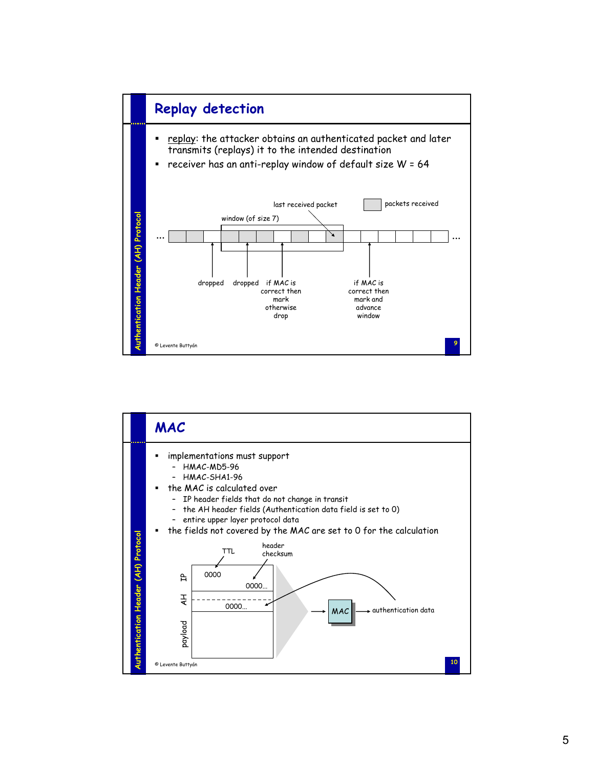## Replay detection

- replay: the attacker obtains an authenticated packet and later transmits (replays) it to the intended destination
- receiver has an anti-replay window of default size W = 64

last received packet

packets received

window (of size 7)

dropped

dropped

if MAC is correct then mark otherwise drop

if MAC is correct then mark and advance window

© Levente Buttyán

## MAC

- implementations must support
  - HMAC-MD5-96
  - HMAC-SHA1-96
- the MAC is calculated over
  - IP header fields that do not change in transit
  - the AH header fields (Authentication data field is set to 0)
  - entire upper layer protocol data
- the fields not covered by the MAC are set to 0 for the calculation

TTL

header checksum

IP

AH

payload

0000

0000…

0000…

MAC

authentication data

© Levente Buttyán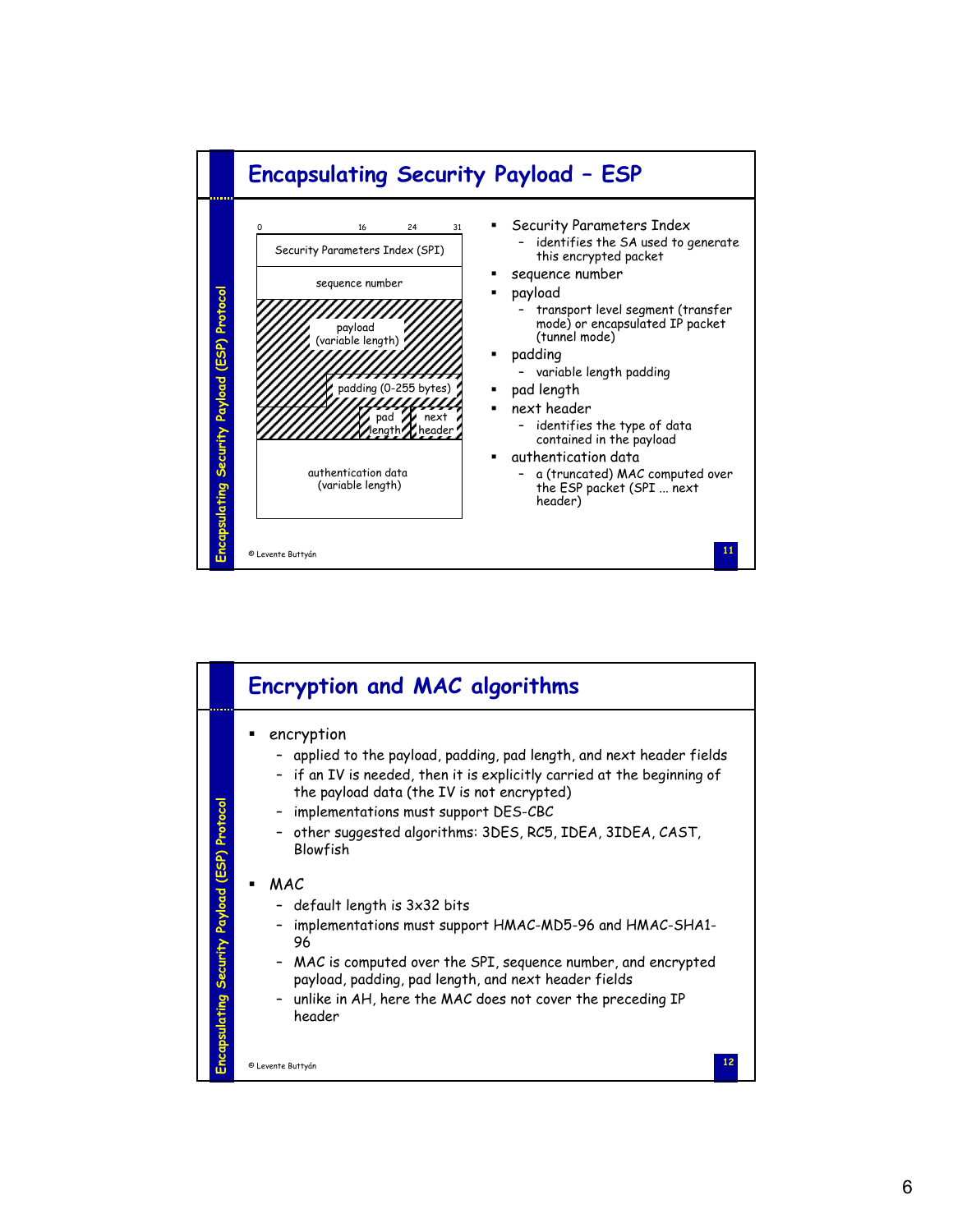## Encapsulating Security Payload – ESP

| 0 — 16 — 24 — 31 | |
|---|---|
| Security Parameters Index (SPI) | |
| sequence number | |
| payload (variable length) | |
| padding (0-255 bytes) | |
| pad length | next header |
| authentication data (variable length) | |

- Security Parameters Index
  - identifies the SA used to generate this encrypted packet
- sequence number
- payload
  - transport level segment (transfer mode) or encapsulated IP packet (tunnel mode)
- padding
  - variable length padding
- pad length
- next header
  - identifies the type of data contained in the payload
- authentication data
  - a (truncated) MAC computed over the ESP packet (SPI ... next header)

© Levente Buttyán

## Encryption and MAC algorithms

- encryption
  - applied to the payload, padding, pad length, and next header fields
  - if an IV is needed, then it is explicitly carried at the beginning of the payload data (the IV is not encrypted)
  - implementations must support DES-CBC
  - other suggested algorithms: 3DES, RC5, IDEA, 3IDEA, CAST, Blowfish
- MAC
  - default length is 3x32 bits
  - implementations must support HMAC-MD5-96 and HMAC-SHA1-96
  - MAC is computed over the SPI, sequence number, and encrypted payload, padding, pad length, and next header fields
  - unlike in AH, here the MAC does not cover the preceding IP header

© Levente Buttyán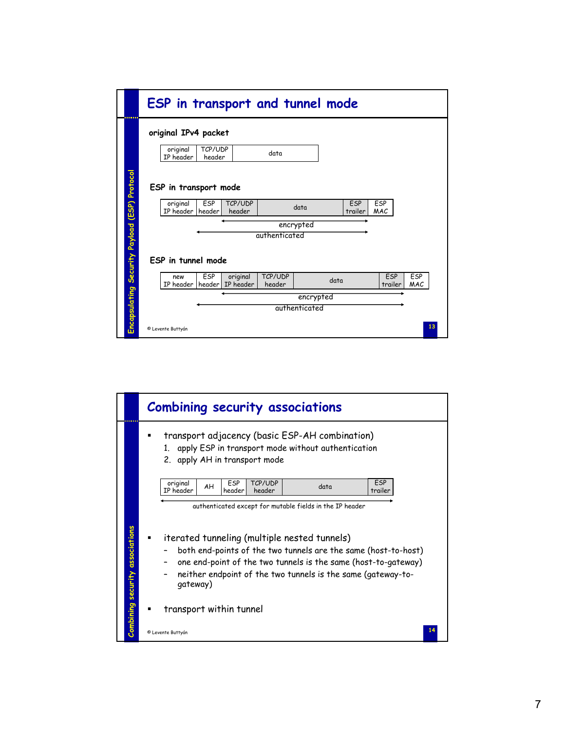## ESP in transport and tunnel mode

**original IPv4 packet**

| original IP header | TCP/UDP header | data |
|---|---|---|

**ESP in transport mode**

| original IP header | ESP header | TCP/UDP header | data | ESP trailer | ESP MAC |
|---|---|---|---|---|---|

- encrypted: TCP/UDP header through ESP trailer
- authenticated: ESP header through ESP trailer

**ESP in tunnel mode**

| new IP header | ESP header | original IP header | TCP/UDP header | data | ESP trailer | ESP MAC |
|---|---|---|---|---|---|---|

- encrypted: original IP header through ESP trailer
- authenticated: ESP header through ESP trailer

© Levente Buttyán

## Combining security associations

- transport adjacency (basic ESP-AH combination)
  1. apply ESP in transport mode without authentication
  2. apply AH in transport mode

| original IP header | AH | ESP header | TCP/UDP header | data | ESP trailer |
|---|---|---|---|---|---|

authenticated except for mutable fields in the IP header

- iterated tunneling (multiple nested tunnels)
  - both end-points of the two tunnels are the same (host-to-host)
  - one end-point of the two tunnels is the same (host-to-gateway)
  - neither endpoint of the two tunnels is the same (gateway-to-gateway)
- transport within tunnel

© Levente Buttyán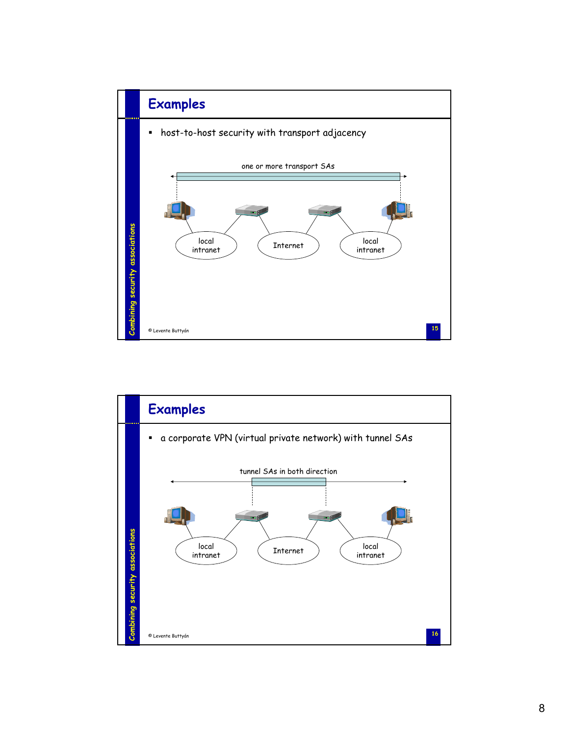## Examples

- host-to-host security with transport adjacency

one or more transport SAs

local intranet — Internet — local intranet

## Examples

- a corporate VPN (virtual private network) with tunnel SAs

tunnel SAs in both direction

local intranet — Internet — local intranet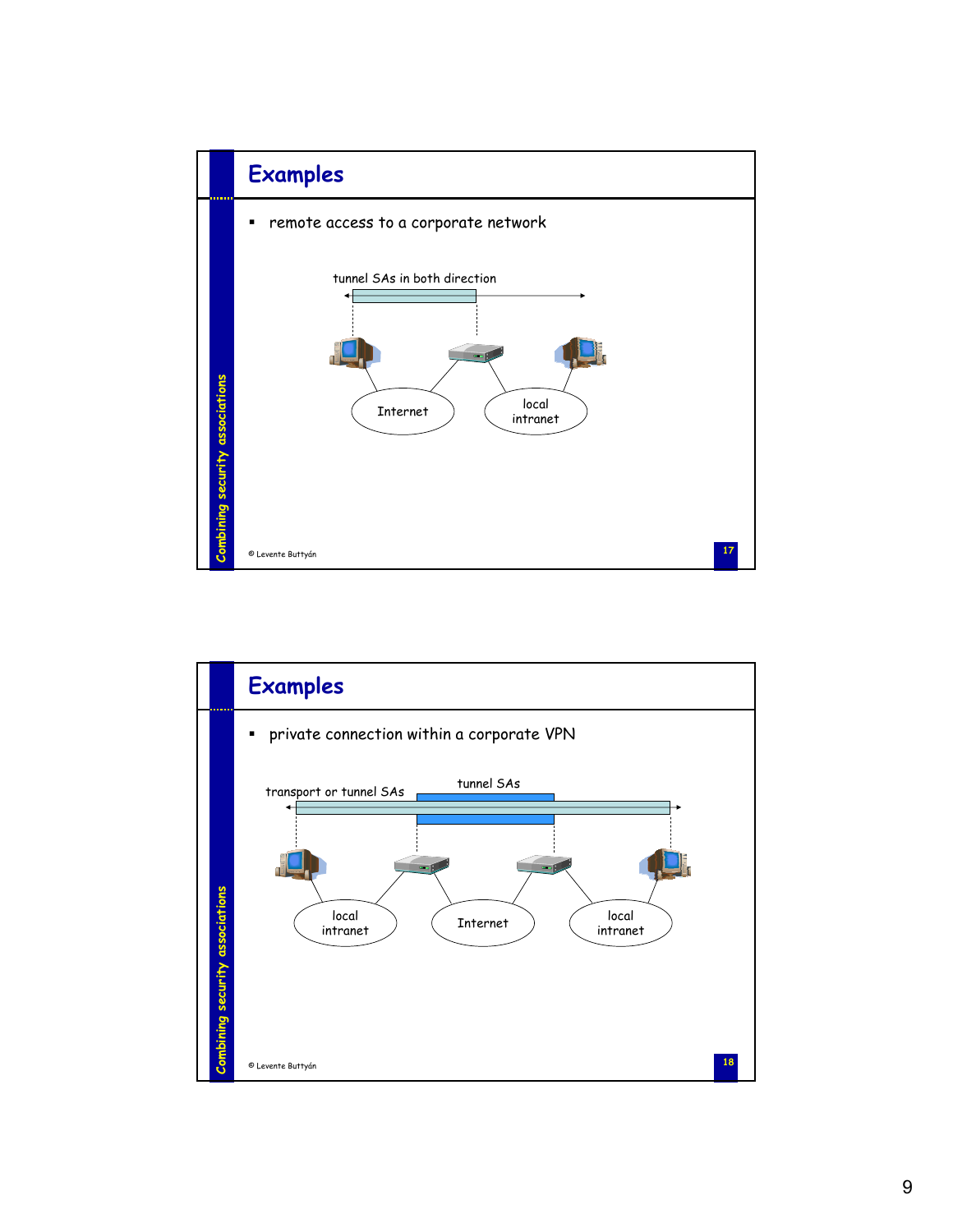## Examples

- remote access to a corporate network

tunnel SAs in both direction

Internet

local intranet

## Examples

- private connection within a corporate VPN

transport or tunnel SAs

tunnel SAs

local intranet

Internet

local intranet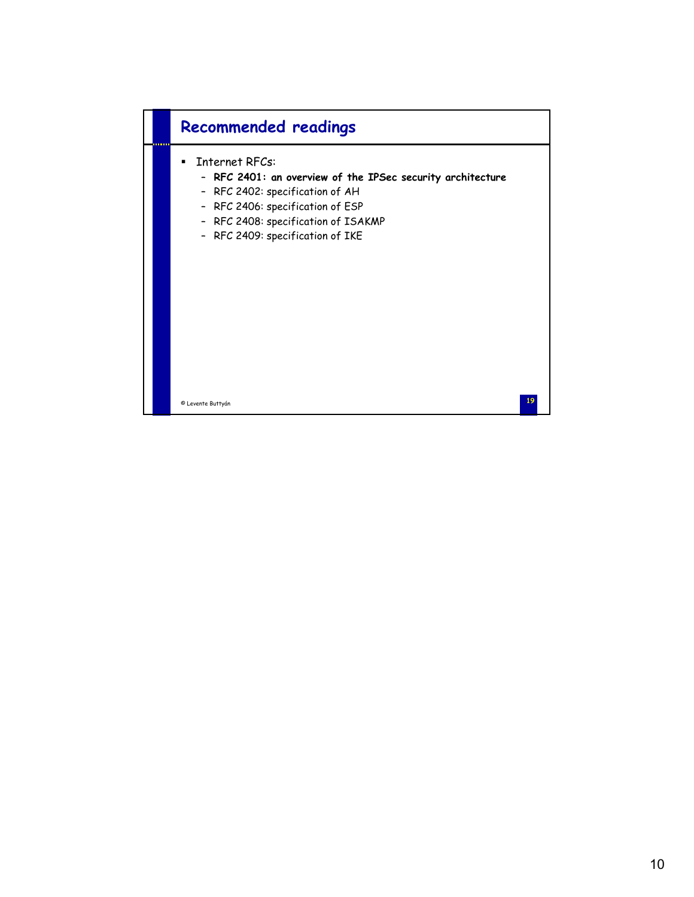# Recommended readings

- Internet RFCs:
  - **RFC 2401: an overview of the IPSec security architecture**
  - RFC 2402: specification of AH
  - RFC 2406: specification of ESP
  - RFC 2408: specification of ISAKMP
  - RFC 2409: specification of IKE

© Levente Buttyán